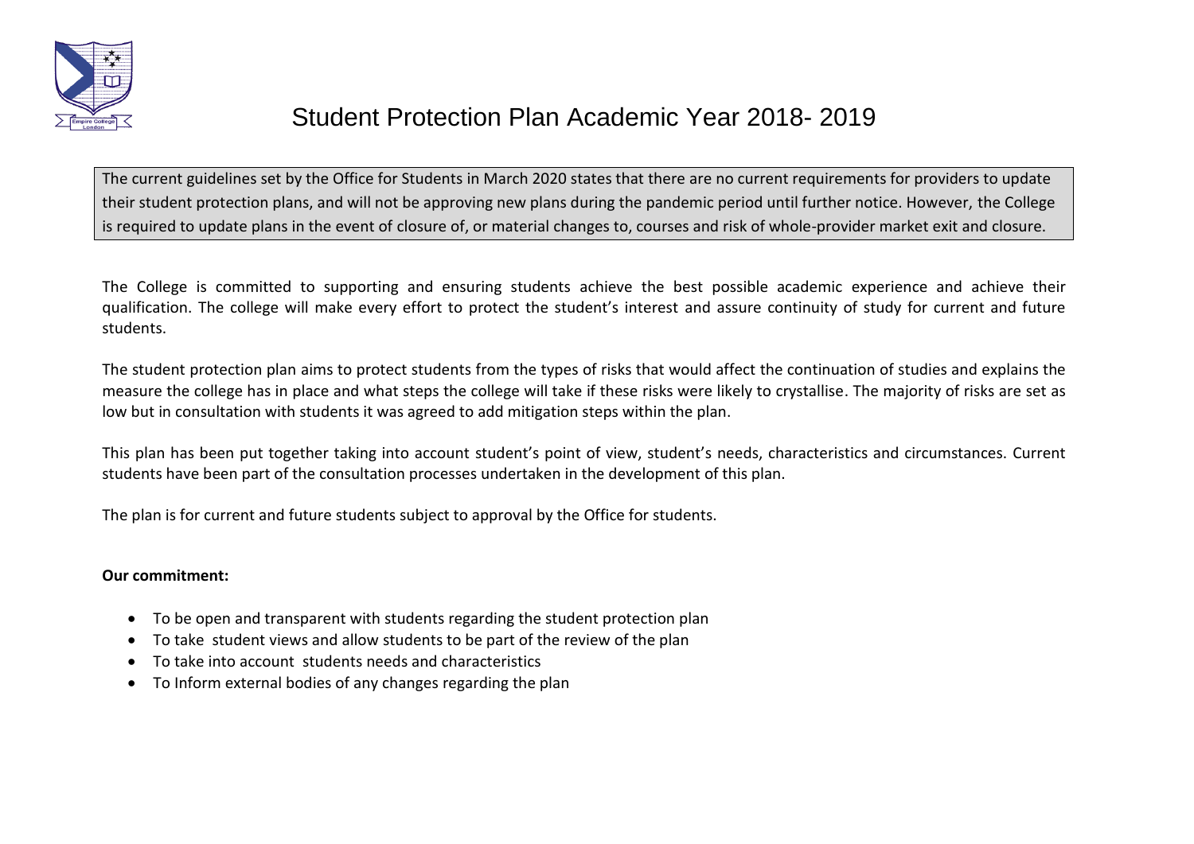# Student Protection Plan Academic Year 2018- 2019

The current guidelines set by the Office for Students in March 2020 states that there are no current requirements for providers to update their student protection plans, and will not be approving new plans during the pandemic period until further notice. However, the College is required to update plans in the event of closure of, or material changes to, courses and risk of whole-provider market exit and closure.

The College is committed to supporting and ensuring students achieve the best possible academic experience and achieve their qualification. The college will make every effort to protect the student's interest and assure continuity of study for current and future students.

The student protection plan aims to protect students from the types of risks that would affect the continuation of studies and explains the measure the college has in place and what steps the college will take if these risks were likely to crystallise. The majority of risks are set as low but in consultation with students it was agreed to add mitigation steps within the plan.

This plan has been put together taking into account student's point of view, student's needs, characteristics and circumstances. Current students have been part of the consultation processes undertaken in the development of this plan.

The plan is for current and future students subject to approval by the Office for students.

**Our commitment:**

- To be open and transparent with students regarding the student protection plan
- To take student views and allow students to be part of the review of the plan
- To take into account students needs and characteristics
- To Inform external bodies of any changes regarding the plan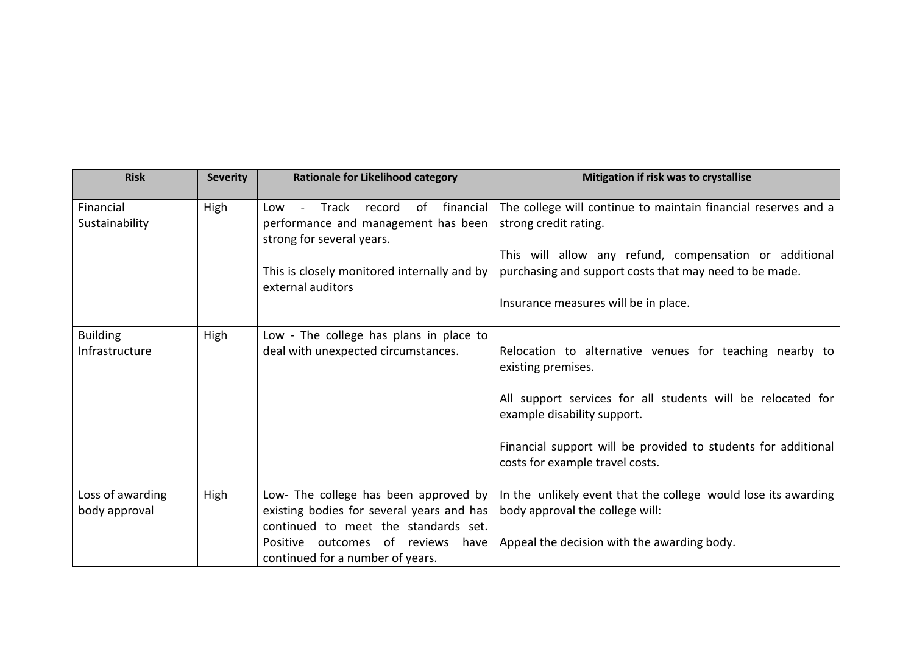| Risk | Severity | Rationale for Likelihood category | Mitigation if risk was to crystallise |
|---|---|---|---|
| Financial Sustainability | High | Low - Track record of financial performance and management has been strong for several years.<br><br>This is closely monitored internally and by external auditors | The college will continue to maintain financial reserves and a strong credit rating.<br><br>This will allow any refund, compensation or additional purchasing and support costs that may need to be made.<br><br>Insurance measures will be in place. |
| Building Infrastructure | High | Low - The college has plans in place to deal with unexpected circumstances. | Relocation to alternative venues for teaching nearby to existing premises.<br><br>All support services for all students will be relocated for example disability support.<br><br>Financial support will be provided to students for additional costs for example travel costs. |
| Loss of awarding body approval | High | Low- The college has been approved by existing bodies for several years and has continued to meet the standards set. Positive outcomes of reviews have continued for a number of years. | In the unlikely event that the college would lose its awarding body approval the college will:<br><br>Appeal the decision with the awarding body. |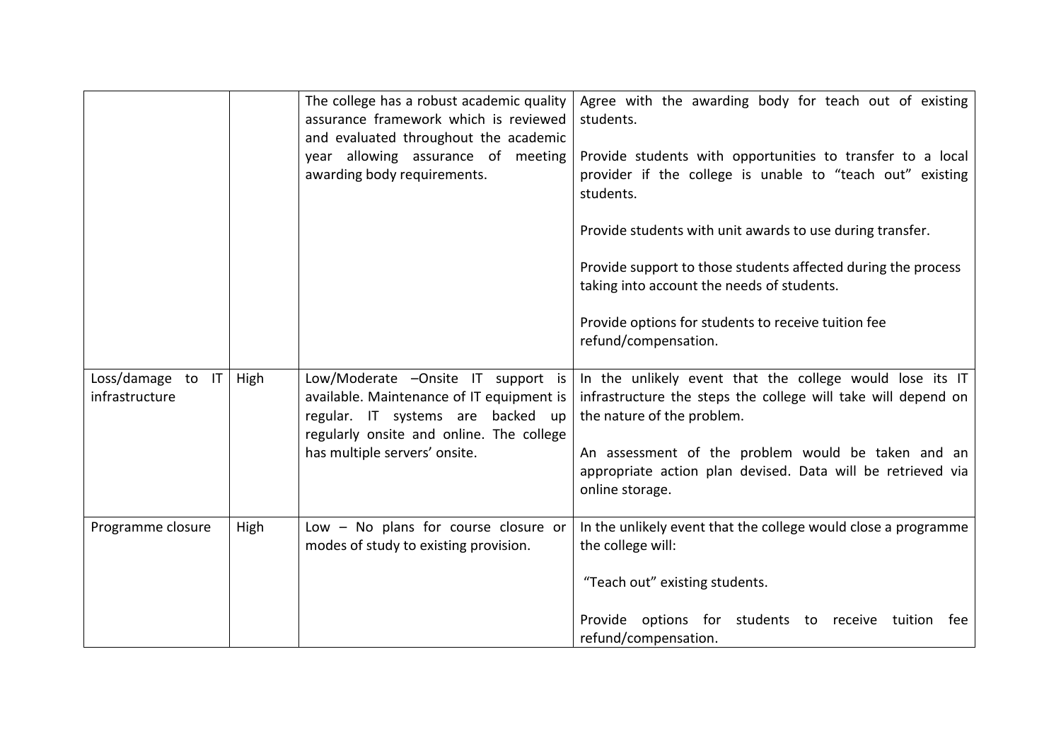| | | | |
|---|---|---|---|
| | | The college has a robust academic quality assurance framework which is reviewed and evaluated throughout the academic year allowing assurance of meeting awarding body requirements. | Agree with the awarding body for teach out of existing students.<br><br>Provide students with opportunities to transfer to a local provider if the college is unable to "teach out" existing students.<br><br>Provide students with unit awards to use during transfer.<br><br>Provide support to those students affected during the process taking into account the needs of students.<br><br>Provide options for students to receive tuition fee refund/compensation. |
| Loss/damage to IT infrastructure | High | Low/Moderate –Onsite IT support is available. Maintenance of IT equipment is regular. IT systems are backed up regularly onsite and online. The college has multiple servers' onsite. | In the unlikely event that the college would lose its IT infrastructure the steps the college will take will depend on the nature of the problem.<br><br>An assessment of the problem would be taken and an appropriate action plan devised. Data will be retrieved via online storage. |
| Programme closure | High | Low – No plans for course closure or modes of study to existing provision. | In the unlikely event that the college would close a programme the college will:<br><br>"Teach out" existing students.<br><br>Provide options for students to receive tuition fee refund/compensation. |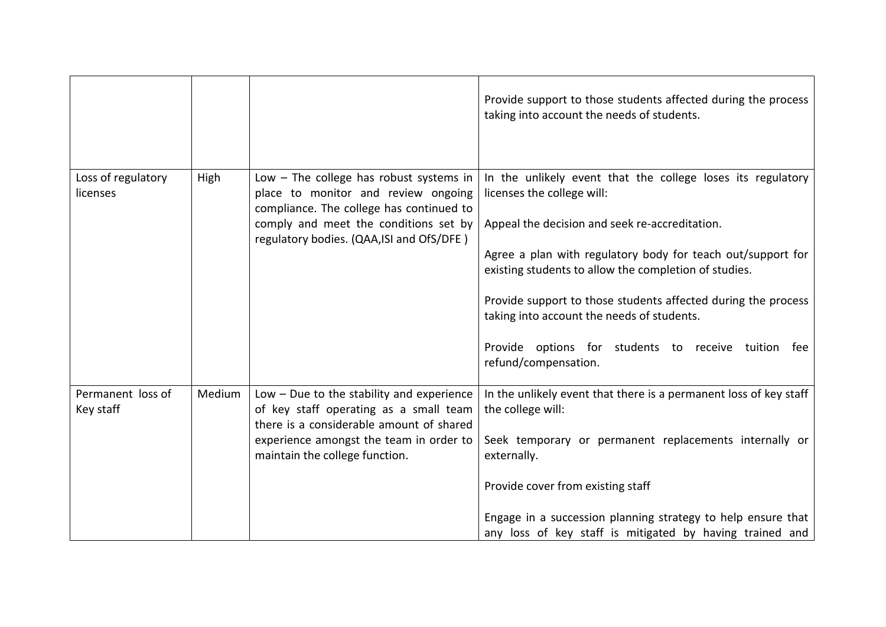| | | | |
|---|---|---|---|
| | | | Provide support to those students affected during the process taking into account the needs of students. |
| Loss of regulatory licenses | High | Low – The college has robust systems in place to monitor and review ongoing compliance. The college has continued to comply and meet the conditions set by regulatory bodies. (QAA,ISI and OfS/DFE ) | In the unlikely event that the college loses its regulatory licenses the college will:<br><br>Appeal the decision and seek re-accreditation.<br><br>Agree a plan with regulatory body for teach out/support for existing students to allow the completion of studies.<br><br>Provide support to those students affected during the process taking into account the needs of students.<br><br>Provide options for students to receive tuition fee refund/compensation. |
| Permanent loss of Key staff | Medium | Low – Due to the stability and experience of key staff operating as a small team there is a considerable amount of shared experience amongst the team in order to maintain the college function. | In the unlikely event that there is a permanent loss of key staff the college will:<br><br>Seek temporary or permanent replacements internally or externally.<br><br>Provide cover from existing staff<br><br>Engage in a succession planning strategy to help ensure that any loss of key staff is mitigated by having trained and |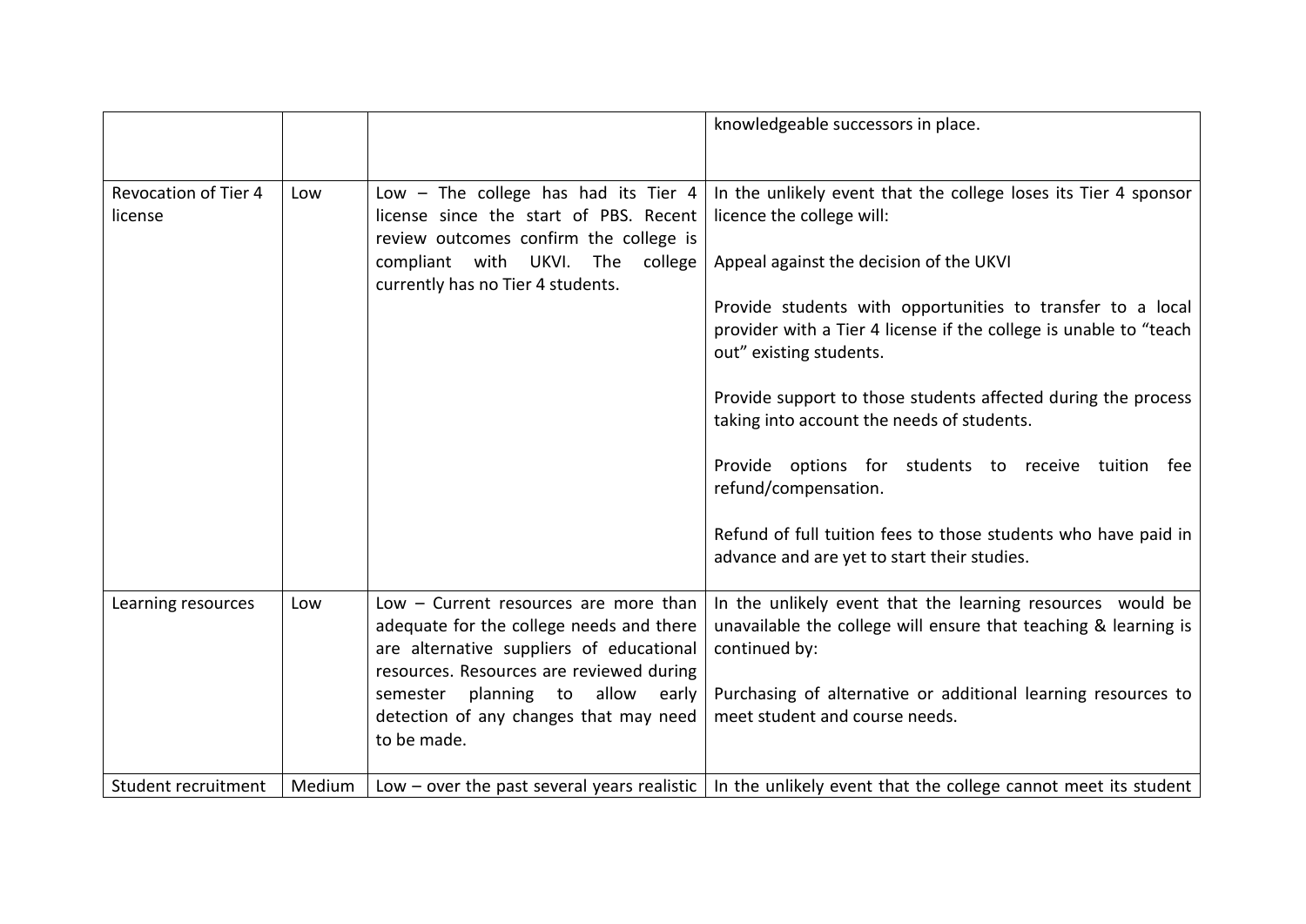| | | | |
|---|---|---|---|
| | | | knowledgeable successors in place. |
| Revocation of Tier 4 license | Low | Low – The college has had its Tier 4 license since the start of PBS. Recent review outcomes confirm the college is compliant with UKVI. The college currently has no Tier 4 students. | In the unlikely event that the college loses its Tier 4 sponsor licence the college will:<br><br>Appeal against the decision of the UKVI<br><br>Provide students with opportunities to transfer to a local provider with a Tier 4 license if the college is unable to "teach out" existing students.<br><br>Provide support to those students affected during the process taking into account the needs of students.<br><br>Provide options for students to receive tuition fee refund/compensation.<br><br>Refund of full tuition fees to those students who have paid in advance and are yet to start their studies. |
| Learning resources | Low | Low – Current resources are more than adequate for the college needs and there are alternative suppliers of educational resources. Resources are reviewed during semester planning to allow early detection of any changes that may need to be made. | In the unlikely event that the learning resources would be unavailable the college will ensure that teaching & learning is continued by:<br><br>Purchasing of alternative or additional learning resources to meet student and course needs. |
| Student recruitment | Medium | Low – over the past several years realistic | In the unlikely event that the college cannot meet its student |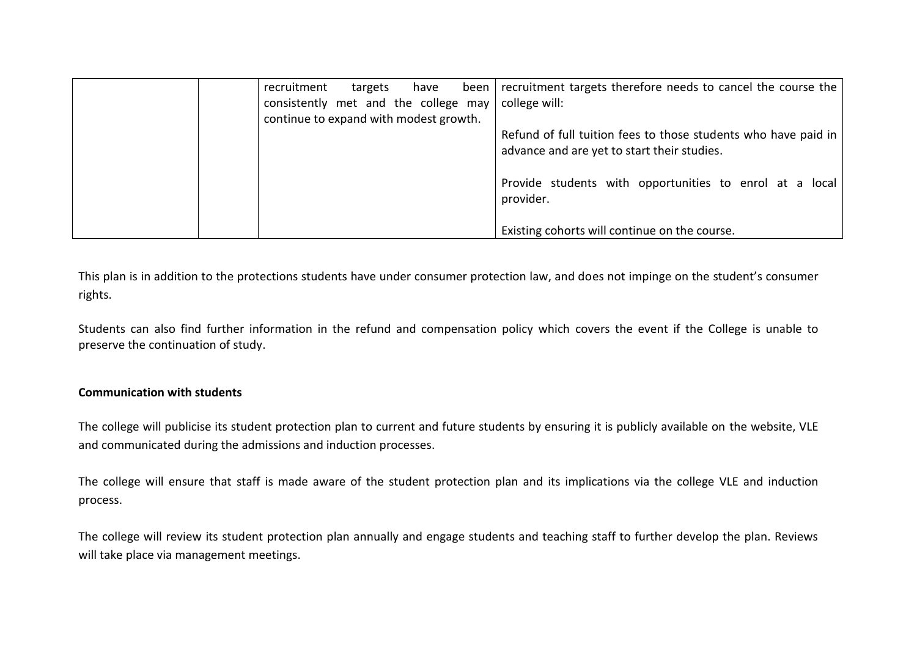| | | | |
|---|---|---|---|
| | | recruitment targets have been consistently met and the college may continue to expand with modest growth. | recruitment targets therefore needs to cancel the course the college will:<br><br>Refund of full tuition fees to those students who have paid in advance and are yet to start their studies.<br><br>Provide students with opportunities to enrol at a local provider.<br><br>Existing cohorts will continue on the course. |

This plan is in addition to the protections students have under consumer protection law, and does not impinge on the student's consumer rights.

Students can also find further information in the refund and compensation policy which covers the event if the College is unable to preserve the continuation of study.

**Communication with students**

The college will publicise its student protection plan to current and future students by ensuring it is publicly available on the website, VLE and communicated during the admissions and induction processes.

The college will ensure that staff is made aware of the student protection plan and its implications via the college VLE and induction process.

The college will review its student protection plan annually and engage students and teaching staff to further develop the plan. Reviews will take place via management meetings.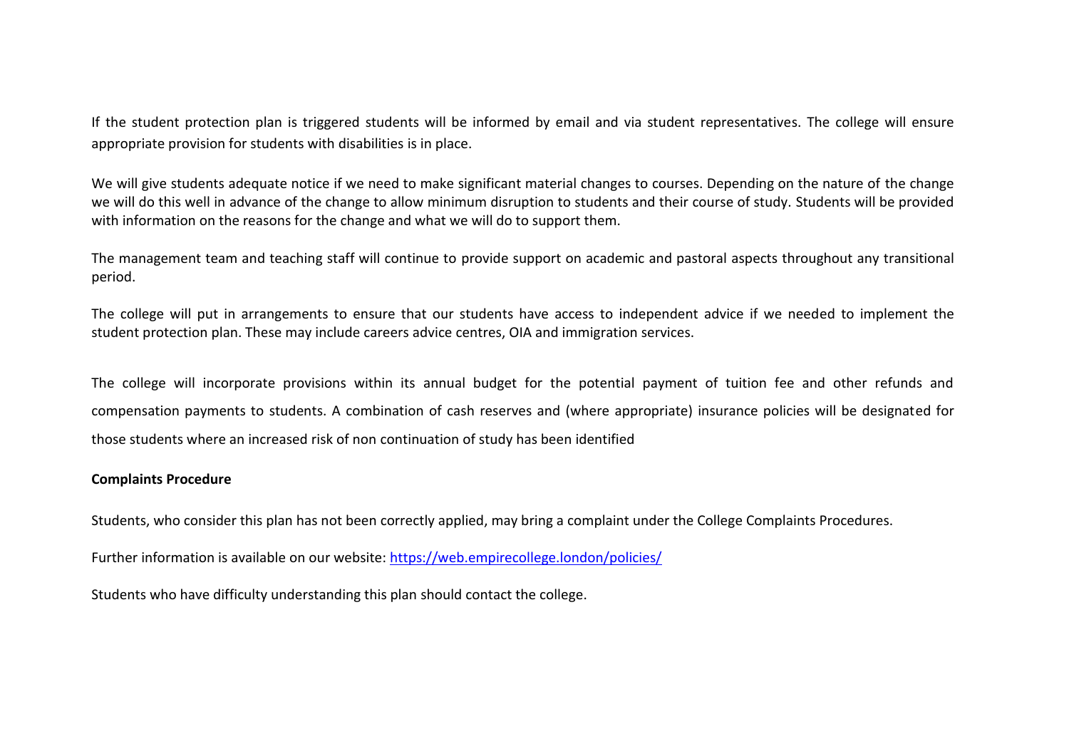If the student protection plan is triggered students will be informed by email and via student representatives. The college will ensure appropriate provision for students with disabilities is in place.

We will give students adequate notice if we need to make significant material changes to courses. Depending on the nature of the change we will do this well in advance of the change to allow minimum disruption to students and their course of study. Students will be provided with information on the reasons for the change and what we will do to support them.

The management team and teaching staff will continue to provide support on academic and pastoral aspects throughout any transitional period.

The college will put in arrangements to ensure that our students have access to independent advice if we needed to implement the student protection plan. These may include careers advice centres, OIA and immigration services.

The college will incorporate provisions within its annual budget for the potential payment of tuition fee and other refunds and compensation payments to students. A combination of cash reserves and (where appropriate) insurance policies will be designated for those students where an increased risk of non continuation of study has been identified

**Complaints Procedure**

Students, who consider this plan has not been correctly applied, may bring a complaint under the College Complaints Procedures.

Further information is available on our website: [https://web.empirecollege.london/policies/](https://web.empirecollege.london/policies/)

Students who have difficulty understanding this plan should contact the college.